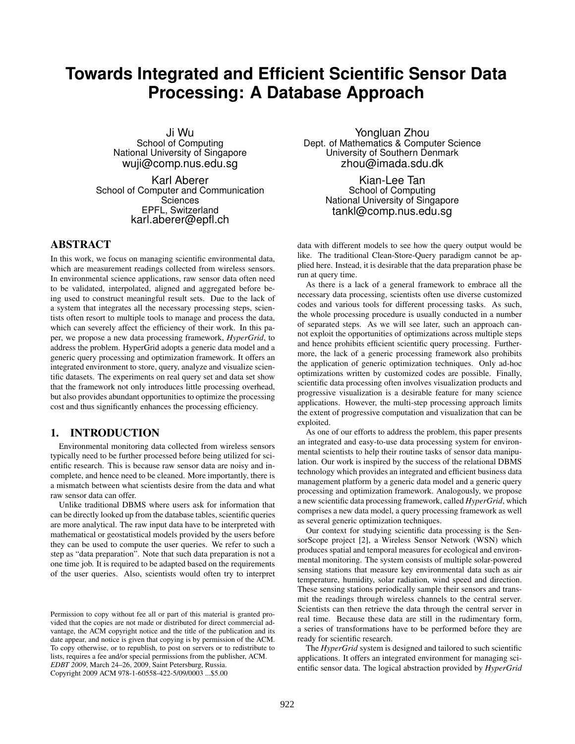# Towards Integrated and Efficient Scientific Sensor Data Processing: A Database Approach

Ji Wu
School of Computing
National University of Singapore
wuji@comp.nus.edu.sg

Yongluan Zhou
Dept. of Mathematics & Computer Science
University of Southern Denmark
zhou@imada.sdu.dk

Karl Aberer
School of Computer and Communication Sciences
EPFL, Switzerland
karl.aberer@epfl.ch

Kian-Lee Tan
School of Computing
National University of Singapore
tankl@comp.nus.edu.sg

## ABSTRACT

In this work, we focus on managing scientific environmental data, which are measurement readings collected from wireless sensors. In environmental science applications, raw sensor data often need to be validated, interpolated, aligned and aggregated before being used to construct meaningful result sets. Due to the lack of a system that integrates all the necessary processing steps, scientists often resort to multiple tools to manage and process the data, which can severely affect the efficiency of their work. In this paper, we propose a new data processing framework, *HyperGrid*, to address the problem. HyperGrid adopts a generic data model and a generic query processing and optimization framework. It offers an integrated environment to store, query, analyze and visualize scientific datasets. The experiments on real query set and data set show that the framework not only introduces little processing overhead, but also provides abundant opportunities to optimize the processing cost and thus significantly enhances the processing efficiency.

## 1. INTRODUCTION

Environmental monitoring data collected from wireless sensors typically need to be further processed before being utilized for scientific research. This is because raw sensor data are noisy and incomplete, and hence need to be cleaned. More importantly, there is a mismatch between what scientists desire from the data and what raw sensor data can offer.

Unlike traditional DBMS where users ask for information that can be directly looked up from the database tables, scientific queries are more analytical. The raw input data have to be interpreted with mathematical or geostatistical models provided by the users before they can be used to compute the user queries. We refer to such a step as "data preparation". Note that such data preparation is not a one time job. It is required to be adapted based on the requirements of the user queries. Also, scientists would often try to interpret data with different models to see how the query output would be like. The traditional Clean-Store-Query paradigm cannot be applied here. Instead, it is desirable that the data preparation phase be run at query time.

As there is a lack of a general framework to embrace all the necessary data processing, scientists often use diverse customized codes and various tools for different processing tasks. As such, the whole processing procedure is usually conducted in a number of separated steps. As we will see later, such an approach cannot exploit the opportunities of optimizations across multiple steps and hence prohibits efficient scientific query processing. Furthermore, the lack of a generic processing framework also prohibits the application of generic optimization techniques. Only ad-hoc optimizations written by customized codes are possible. Finally, scientific data processing often involves visualization products and progressive visualization is a desirable feature for many science applications. However, the multi-step processing approach limits the extent of progressive computation and visualization that can be exploited.

As one of our efforts to address the problem, this paper presents an integrated and easy-to-use data processing system for environmental scientists to help their routine tasks of sensor data manipulation. Our work is inspired by the success of the relational DBMS technology which provides an integrated and efficient business data management platform by a generic data model and a generic query processing and optimization framework. Analogously, we propose a new scientific data processing framework, called *HyperGrid*, which comprises a new data model, a query processing framework as well as several generic optimization techniques.

Our context for studying scientific data processing is the SensorScope project [2], a Wireless Sensor Network (WSN) which produces spatial and temporal measures for ecological and environmental monitoring. The system consists of multiple solar-powered sensing stations that measure key environmental data such as air temperature, humidity, solar radiation, wind speed and direction. These sensing stations periodically sample their sensors and transmit the readings through wireless channels to the central server. Scientists can then retrieve the data through the central server in real time. Because these data are still in the rudimentary form, a series of transformations have to be performed before they are ready for scientific research.

The *HyperGrid* system is designed and tailored to such scientific applications. It offers an integrated environment for managing scientific sensor data. The logical abstraction provided by *HyperGrid*

Permission to copy without fee all or part of this material is granted provided that the copies are not made or distributed for direct commercial advantage, the ACM copyright notice and the title of the publication and its date appear, and notice is given that copying is by permission of the ACM. To copy otherwise, or to republish, to post on servers or to redistribute to lists, requires a fee and/or special permissions from the publisher, ACM. *EDBT 2009*, March 24–26, 2009, Saint Petersburg, Russia.
Copyright 2009 ACM 978-1-60558-422-5/09/0003 ...$5.00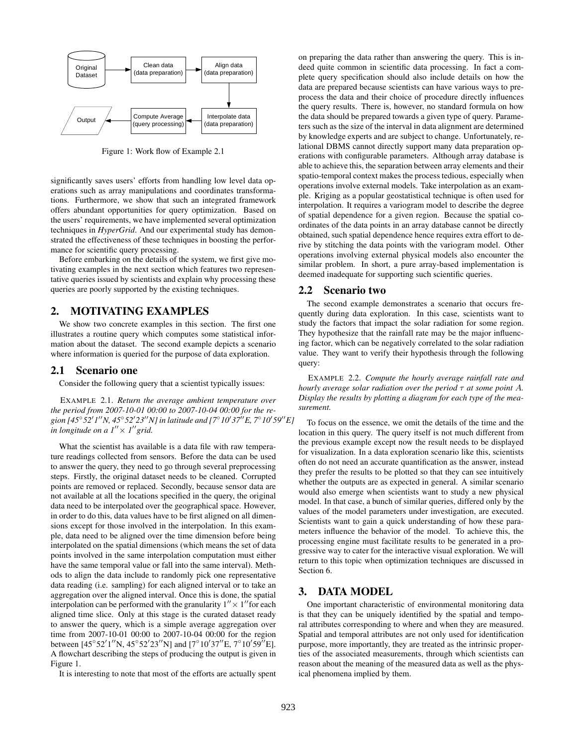Original Dataset

Clean data (data preparation)

Align data (data preparation)

Interpolate data (data preparation)

Compute Average (query processing)

Output

Figure 1: Work flow of Example 2.1

significantly saves users' efforts from handling low level data operations such as array manipulations and coordinates transformations. Furthermore, we show that such an integrated framework offers abundant opportunities for query optimization. Based on the users' requirements, we have implemented several optimization techniques in *HyperGrid*. And our experimental study has demonstrated the effectiveness of these techniques in boosting the performance for scientific query processing.

Before embarking on the details of the system, we first give motivating examples in the next section which features two representative queries issued by scientists and explain why processing these queries are poorly supported by the existing techniques.

## 2. MOTIVATING EXAMPLES

We show two concrete examples in this section. The first one illustrates a routine query which computes some statistical information about the dataset. The second example depicts a scenario where information is queried for the purpose of data exploration.

### 2.1 Scenario one

Consider the following query that a scientist typically issues:

EXAMPLE 2.1. *Return the average ambient temperature over the period from 2007-10-01 00:00 to 2007-10-04 00:00 for the region [45°52′1″N, 45°52′23″N] in latitude and [7°10′37″E, 7°10′59″E] in longitude on a 1″× 1″ grid.*

What the scientist has available is a data file with raw temperature readings collected from sensors. Before the data can be used to answer the query, they need to go through several preprocessing steps. Firstly, the original dataset needs to be cleaned. Corrupted points are removed or replaced. Secondly, because sensor data are not available at all the locations specified in the query, the original data need to be interpolated over the geographical space. However, in order to do this, data values have to be first aligned on all dimensions except for those involved in the interpolation. In this example, data need to be aligned over the time dimension before being interpolated on the spatial dimensions (which means the set of data points involved in the same interpolation computation must either have the same temporal value or fall into the same interval). Methods to align the data include to randomly pick one representative data reading (i.e. sampling) for each aligned interval or to take an aggregation over the aligned interval. Once this is done, the spatial interpolation can be performed with the granularity 1″× 1″ for each aligned time slice. Only at this stage is the curated dataset ready to answer the query, which is a simple average aggregation over time from 2007-10-01 00:00 to 2007-10-04 00:00 for the region between [45°52′1″N, 45°52′23″N] and [7°10′37″E, 7°10′59″E]. A flowchart describing the steps of producing the output is given in Figure 1.

It is interesting to note that most of the efforts are actually spent on preparing the data rather than answering the query. This is indeed quite common in scientific data processing. In fact a complete query specification should also include details on how the data are prepared because scientists can have various ways to preprocess the data and their choice of procedure directly influences the query results. There is, however, no standard formula on how the data should be prepared towards a given type of query. Parameters such as the size of the interval in data alignment are determined by knowledge experts and are subject to change. Unfortunately, relational DBMS cannot directly support many data preparation operations with configurable parameters. Although array database is able to achieve this, the separation between array elements and their spatio-temporal context makes the process tedious, especially when operations involve external models. Take interpolation as an example. Kriging as a popular geostatistical technique is often used for interpolation. It requires a variogram model to describe the degree of spatial dependence for a given region. Because the spatial coordinates of the data points in an array database cannot be directly obtained, such spatial dependence hence requires extra effort to derive by stitching the data points with the variogram model. Other operations involving external physical models also encounter the similar problem. In short, a pure array-based implementation is deemed inadequate for supporting such scientific queries.

### 2.2 Scenario two

The second example demonstrates a scenario that occurs frequently during data exploration. In this case, scientists want to study the factors that impact the solar radiation for some region. They hypothesize that the rainfall rate may be the major influencing factor, which can be negatively correlated to the solar radiation value. They want to verify their hypothesis through the following query:

EXAMPLE 2.2. *Compute the hourly average rainfall rate and hourly average solar radiation over the period $\tau$ at some point $A$. Display the results by plotting a diagram for each type of the measurement.*

To focus on the essence, we omit the details of the time and the location in this query. The query itself is not much different from the previous example except now the result needs to be displayed for visualization. In a data exploration scenario like this, scientists often do not need an accurate quantification as the answer, instead they prefer the results to be plotted so that they can see intuitively whether the outputs are as expected in general. A similar scenario would also emerge when scientists want to study a new physical model. In that case, a bunch of similar queries, differed only by the values of the model parameters under investigation, are executed. Scientists want to gain a quick understanding of how these parameters influence the behavior of the model. To achieve this, the processing engine must facilitate results to be generated in a progressive way to cater for the interactive visual exploration. We will return to this topic when optimization techniques are discussed in Section 6.

## 3. DATA MODEL

One important characteristic of environmental monitoring data is that they can be uniquely identified by the spatial and temporal attributes corresponding to where and when they are measured. Spatial and temporal attributes are not only used for identification purpose, more importantly, they are treated as the intrinsic properties of the associated measurements, through which scientists can reason about the meaning of the measured data as well as the physical phenomena implied by them.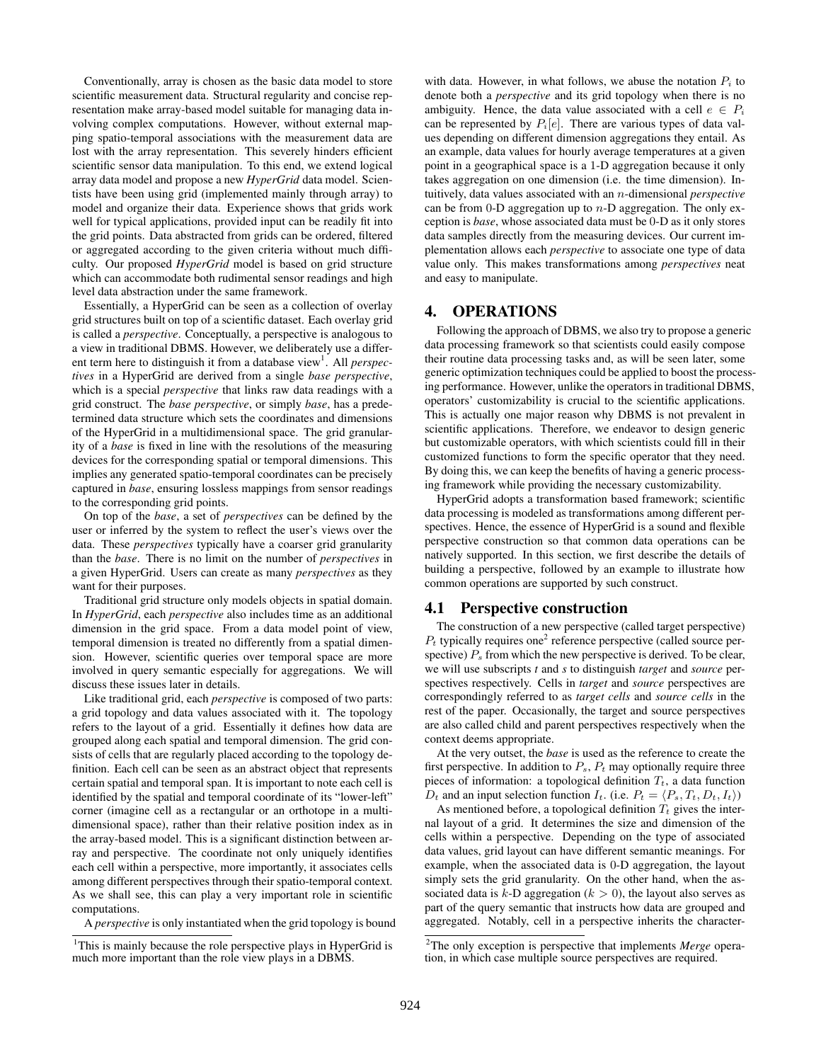Conventionally, array is chosen as the basic data model to store scientific measurement data. Structural regularity and concise representation make array-based model suitable for managing data involving complex computations. However, without external mapping spatio-temporal associations with the measurement data are lost with the array representation. This severely hinders efficient scientific sensor data manipulation. To this end, we extend logical array data model and propose a new *HyperGrid* data model. Scientists have been using grid (implemented mainly through array) to model and organize their data. Experience shows that grids work well for typical applications, provided input can be readily fit into the grid points. Data abstracted from grids can be ordered, filtered or aggregated according to the given criteria without much difficulty. Our proposed *HyperGrid* model is based on grid structure which can accommodate both rudimental sensor readings and high level data abstraction under the same framework.

Essentially, a HyperGrid can be seen as a collection of overlay grid structures built on top of a scientific dataset. Each overlay grid is called a *perspective*. Conceptually, a perspective is analogous to a view in traditional DBMS. However, we deliberately use a different term here to distinguish it from a database view[1]. All *perspectives* in a HyperGrid are derived from a single *base perspective*, which is a special *perspective* that links raw data readings with a grid construct. The *base perspective*, or simply *base*, has a predetermined data structure which sets the coordinates and dimensions of the HyperGrid in a multidimensional space. The grid granularity of a *base* is fixed in line with the resolutions of the measuring devices for the corresponding spatial or temporal dimensions. This implies any generated spatio-temporal coordinates can be precisely captured in *base*, ensuring lossless mappings from sensor readings to the corresponding grid points.

On top of the *base*, a set of *perspectives* can be defined by the user or inferred by the system to reflect the user's views over the data. These *perspectives* typically have a coarser grid granularity than the *base*. There is no limit on the number of *perspectives* in a given HyperGrid. Users can create as many *perspectives* as they want for their purposes.

Traditional grid structure only models objects in spatial domain. In *HyperGrid*, each *perspective* also includes time as an additional dimension in the grid space. From a data model point of view, temporal dimension is treated no differently from a spatial dimension. However, scientific queries over temporal space are more involved in query semantic especially for aggregations. We will discuss these issues later in details.

Like traditional grid, each *perspective* is composed of two parts: a grid topology and data values associated with it. The topology refers to the layout of a grid. Essentially it defines how data are grouped along each spatial and temporal dimension. The grid consists of cells that are regularly placed according to the topology definition. Each cell can be seen as an abstract object that represents certain spatial and temporal span. It is important to note each cell is identified by the spatial and temporal coordinate of its "lower-left" corner (imagine cell as a rectangular or an orthotope in a multidimensional space), rather than their relative position index as in the array-based model. This is a significant distinction between array and perspective. The coordinate not only uniquely identifies each cell within a perspective, more importantly, it associates cells among different perspectives through their spatio-temporal context. As we shall see, this can play a very important role in scientific computations.

A *perspective* is only instantiated when the grid topology is bound with data. However, in what follows, we abuse the notation $P_i$ to denote both a *perspective* and its grid topology when there is no ambiguity. Hence, the data value associated with a cell $e \in P_i$ can be represented by $P_i[e]$. There are various types of data values depending on different dimension aggregations they entail. As an example, data values for hourly average temperatures at a given point in a geographical space is a 1-D aggregation because it only takes aggregation on one dimension (i.e. the time dimension). Intuitively, data values associated with an $n$-dimensional *perspective* can be from 0-D aggregation up to $n$-D aggregation. The only exception is *base*, whose associated data must be 0-D as it only stores data samples directly from the measuring devices. Our current implementation allows each *perspective* to associate one type of data value only. This makes transformations among *perspectives* neat and easy to manipulate.

[1] This is mainly because the role perspective plays in HyperGrid is much more important than the role view plays in a DBMS.

# 4. OPERATIONS

Following the approach of DBMS, we also try to propose a generic data processing framework so that scientists could easily compose their routine data processing tasks and, as will be seen later, some generic optimization techniques could be applied to boost the processing performance. However, unlike the operators in traditional DBMS, operators' customizability is crucial to the scientific applications. This is actually one major reason why DBMS is not prevalent in scientific applications. Therefore, we endeavor to design generic but customizable operators, with which scientists could fill in their customized functions to form the specific operator that they need. By doing this, we can keep the benefits of having a generic processing framework while providing the necessary customizability.

HyperGrid adopts a transformation based framework; scientific data processing is modeled as transformations among different perspectives. Hence, the essence of HyperGrid is a sound and flexible perspective construction so that common data operations can be natively supported. In this section, we first describe the details of building a perspective, followed by an example to illustrate how common operations are supported by such construct.

## 4.1 Perspective construction

The construction of a new perspective (called target perspective) $P_t$ typically requires one[2] reference perspective (called source perspective) $P_s$ from which the new perspective is derived. To be clear, we will use subscripts *t* and *s* to distinguish *target* and *source* perspectives respectively. Cells in *target* and *source* perspectives are correspondingly referred to as *target cells* and *source cells* in the rest of the paper. Occasionally, the target and source perspectives are also called child and parent perspectives respectively when the context deems appropriate.

At the very outset, the *base* is used as the reference to create the first perspective. In addition to $P_s$, $P_t$ may optionally require three pieces of information: a topological definition $T_t$, a data function $D_t$ and an input selection function $I_t$. (i.e. $P_t = \langle P_s, T_t, D_t, I_t \rangle$)

As mentioned before, a topological definition $T_t$ gives the internal layout of a grid. It determines the size and dimension of the cells within a perspective. Depending on the type of associated data values, grid layout can have different semantic meanings. For example, when the associated data is 0-D aggregation, the layout simply sets the grid granularity. On the other hand, when the associated data is $k$-D aggregation ($k > 0$), the layout also serves as part of the query semantic that instructs how data are grouped and aggregated. Notably, cell in a perspective inherits the character-

[2] The only exception is perspective that implements *Merge* operation, in which case multiple source perspectives are required.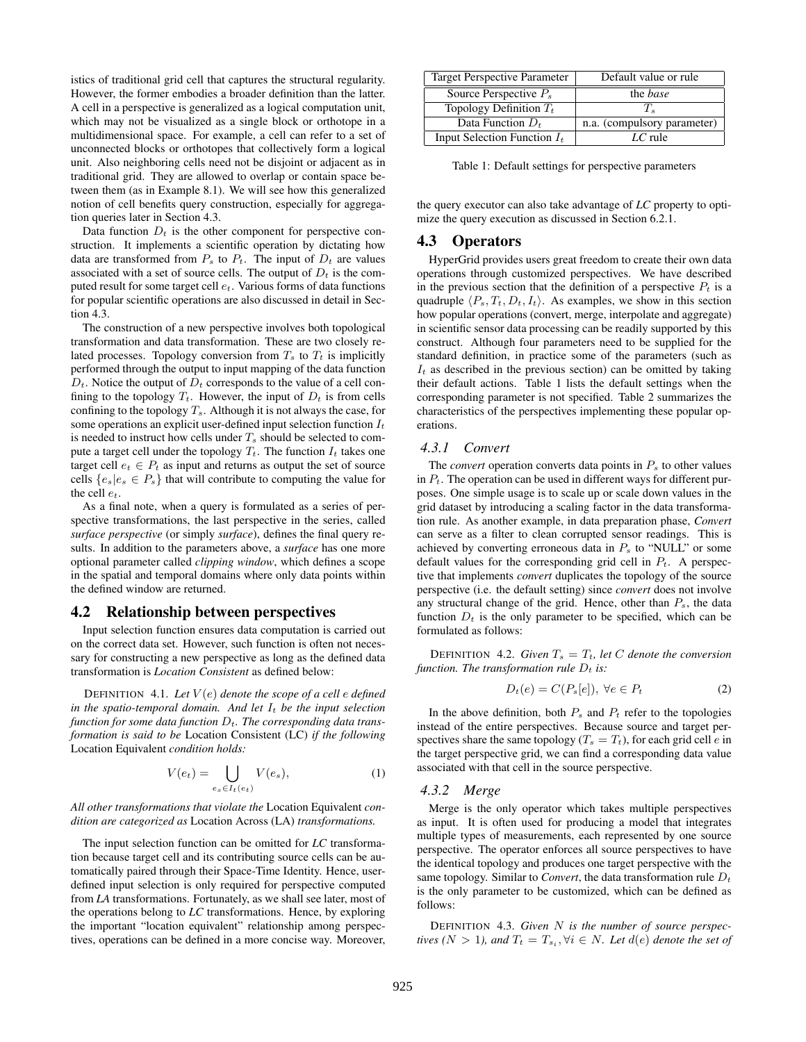istics of traditional grid cell that captures the structural regularity. However, the former embodies a broader definition than the latter. A cell in a perspective is generalized as a logical computation unit, which may not be visualized as a single block or orthotope in a multidimensional space. For example, a cell can refer to a set of unconnected blocks or orthotopes that collectively form a logical unit. Also neighboring cells need not be disjoint or adjacent as in traditional grid. They are allowed to overlap or contain space between them (as in Example 8.1). We will see how this generalized notion of cell benefits query construction, especially for aggregation queries later in Section 4.3.

Data function $D_t$ is the other component for perspective construction. It implements a scientific operation by dictating how data are transformed from $P_s$ to $P_t$. The input of $D_t$ are values associated with a set of source cells. The output of $D_t$ is the computed result for some target cell $e_t$. Various forms of data functions for popular scientific operations are also discussed in detail in Section 4.3.

The construction of a new perspective involves both topological transformation and data transformation. These are two closely related processes. Topology conversion from $T_s$ to $T_t$ is implicitly performed through the output to input mapping of the data function $D_t$. Notice the output of $D_t$ corresponds to the value of a cell confining to the topology $T_t$. However, the input of $D_t$ is from cells confining to the topology $T_s$. Although it is not always the case, for some operations an explicit user-defined input selection function $I_t$ is needed to instruct how cells under $T_s$ should be selected to compute a target cell under the topology $T_t$. The function $I_t$ takes one target cell $e_t \in P_t$ as input and returns as output the set of source cells $\{e_s | e_s \in P_s\}$ that will contribute to computing the value for the cell $e_t$.

As a final note, when a query is formulated as a series of perspective transformations, the last perspective in the series, called *surface perspective* (or simply *surface*), defines the final query results. In addition to the parameters above, a *surface* has one more optional parameter called *clipping window*, which defines a scope in the spatial and temporal domains where only data points within the defined window are returned.

## 4.2 Relationship between perspectives

Input selection function ensures data computation is carried out on the correct data set. However, such function is often not necessary for constructing a new perspective as long as the defined data transformation is *Location Consistent* as defined below:

DEFINITION 4.1. *Let $V(e)$ denote the scope of a cell $e$ defined in the spatio-temporal domain. And let $I_t$ be the input selection function for some data function $D_t$. The corresponding data transformation is said to be* Location Consistent (LC) *if the following* Location Equivalent *condition holds:*

$$V(e_t) = \bigcup_{e_s \in I_t(e_t)} V(e_s), \tag{1}$$

*All other transformations that violate the* Location Equivalent *condition are categorized as* Location Across (LA) *transformations.*

The input selection function can be omitted for *LC* transformation because target cell and its contributing source cells can be automatically paired through their Space-Time Identity. Hence, user-defined input selection is only required for perspective computed from *LA* transformations. Fortunately, as we shall see later, most of the operations belong to *LC* transformations. Hence, by exploring the important "location equivalent" relationship among perspectives, operations can be defined in a more concise way. Moreover, the query executor can also take advantage of *LC* property to optimize the query execution as discussed in Section 6.2.1.

| Target Perspective Parameter | Default value or rule |
|---|---|
| Source Perspective $P_s$ | the *base* |
| Topology Definition $T_t$ | $T_s$ |
| Data Function $D_t$ | n.a. (compulsory parameter) |
| Input Selection Function $I_t$ | *LC* rule |

Table 1: Default settings for perspective parameters

## 4.3 Operators

HyperGrid provides users great freedom to create their own data operations through customized perspectives. We have described in the previous section that the definition of a perspective $P_t$ is a quadruple $\langle P_s, T_t, D_t, I_t \rangle$. As examples, we show in this section how popular operations (convert, merge, interpolate and aggregate) in scientific sensor data processing can be readily supported by this construct. Although four parameters need to be supplied for the standard definition, in practice some of the parameters (such as $I_t$ as described in the previous section) can be omitted by taking their default actions. Table 1 lists the default settings when the corresponding parameter is not specified. Table 2 summarizes the characteristics of the perspectives implementing these popular operations.

### 4.3.1 Convert

The *convert* operation converts data points in $P_s$ to other values in $P_t$. The operation can be used in different ways for different purposes. One simple usage is to scale up or scale down values in the grid dataset by introducing a scaling factor in the data transformation rule. As another example, in data preparation phase, *Convert* can serve as a filter to clean corrupted sensor readings. This is achieved by converting erroneous data in $P_s$ to "NULL" or some default values for the corresponding grid cell in $P_t$. A perspective that implements *convert* duplicates the topology of the source perspective (i.e. the default setting) since *convert* does not involve any structural change of the grid. Hence, other than $P_s$, the data function $D_t$ is the only parameter to be specified, which can be formulated as follows:

DEFINITION 4.2. *Given $T_s = T_t$, let $C$ denote the conversion function. The transformation rule $D_t$ is:*

$$D_t(e) = C(P_s[e]),\ \forall e \in P_t \tag{2}$$

In the above definition, both $P_s$ and $P_t$ refer to the topologies instead of the entire perspectives. Because source and target perspectives share the same topology ($T_s = T_t$), for each grid cell $e$ in the target perspective grid, we can find a corresponding data value associated with that cell in the source perspective.

### 4.3.2 Merge

Merge is the only operator which takes multiple perspectives as input. It is often used for producing a model that integrates multiple types of measurements, each represented by one source perspective. The operator enforces all source perspectives to have the identical topology and produces one target perspective with the same topology. Similar to *Convert*, the data transformation rule $D_t$ is the only parameter to be customized, which can be defined as follows:

DEFINITION 4.3. *Given $N$ is the number of source perspectives ($N > 1$), and $T_t = T_{s_i}, \forall i \in N$. Let $d(e)$ denote the set of*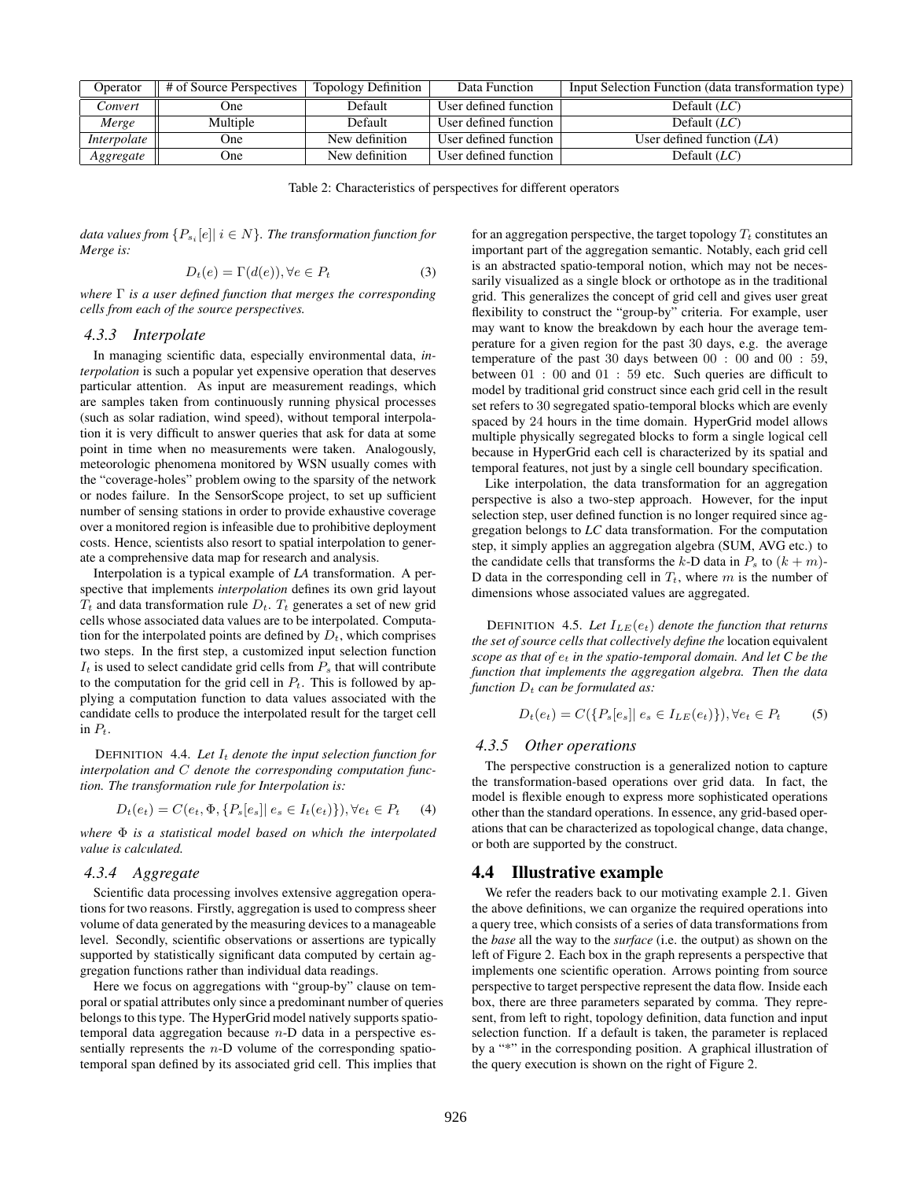| Operator | # of Source Perspectives | Topology Definition | Data Function | Input Selection Function (data transformation type) |
|---|---|---|---|---|
| *Convert* | One | Default | User defined function | Default (*LC*) |
| *Merge* | Multiple | Default | User defined function | Default (*LC*) |
| *Interpolate* | One | New definition | User defined function | User defined function (*LA*) |
| *Aggregate* | One | New definition | User defined function | Default (*LC*) |

Table 2: Characteristics of perspectives for different operators

*data values from $\{P_{s_i}[e] | \, i \in N\}$. The transformation function for Merge is:*

$$D_t(e) = \Gamma(d(e)), \forall e \in P_t \tag{3}$$

*where $\Gamma$ is a user defined function that merges the corresponding cells from each of the source perspectives.*

#### 4.3.3 Interpolate

In managing scientific data, especially environmental data, *interpolation* is such a popular yet expensive operation that deserves particular attention. As input are measurement readings, which are samples taken from continuously running physical processes (such as solar radiation, wind speed), without temporal interpolation it is very difficult to answer queries that ask for data at some point in time when no measurements were taken. Analogously, meteorologic phenomena monitored by WSN usually comes with the "coverage-holes" problem owing to the sparsity of the network or nodes failure. In the SensorScope project, to set up sufficient number of sensing stations in order to provide exhaustive coverage over a monitored region is infeasible due to prohibitive deployment costs. Hence, scientists also resort to spatial interpolation to generate a comprehensive data map for research and analysis.

Interpolation is a typical example of *LA* transformation. A perspective that implements *interpolation* defines its own grid layout $T_t$ and data transformation rule $D_t$. $T_t$ generates a set of new grid cells whose associated data values are to be interpolated. Computation for the interpolated points are defined by $D_t$, which comprises two steps. In the first step, a customized input selection function $I_t$ is used to select candidate grid cells from $P_s$ that will contribute to the computation for the grid cell in $P_t$. This is followed by applying a computation function to data values associated with the candidate cells to produce the interpolated result for the target cell in $P_t$.

DEFINITION 4.4. *Let $I_t$ denote the input selection function for interpolation and $C$ denote the corresponding computation function. The transformation rule for Interpolation is:*

$$D_t(e_t) = C(e_t, \Phi, \{P_s[e_s] | \, e_s \in I_t(e_t)\}), \forall e_t \in P_t \tag{4}$$

*where $\Phi$ is a statistical model based on which the interpolated value is calculated.*

#### 4.3.4 Aggregate

Scientific data processing involves extensive aggregation operations for two reasons. Firstly, aggregation is used to compress sheer volume of data generated by the measuring devices to a manageable level. Secondly, scientific observations or assertions are typically supported by statistically significant data computed by certain aggregation functions rather than individual data readings.

Here we focus on aggregations with "group-by" clause on temporal or spatial attributes only since a predominant number of queries belongs to this type. The HyperGrid model natively supports spatio-temporal data aggregation because $n$-D data in a perspective essentially represents the $n$-D volume of the corresponding spatio-temporal span defined by its associated grid cell. This implies that for an aggregation perspective, the target topology $T_t$ constitutes an important part of the aggregation semantic. Notably, each grid cell is an abstracted spatio-temporal notion, which may not be necessarily visualized as a single block or orthotope as in the traditional grid. This generalizes the concept of grid cell and gives user great flexibility to construct the "group-by" criteria. For example, user may want to know the breakdown by each hour the average temperature for a given region for the past 30 days, e.g. the average temperature of the past 30 days between $00:00$ and $00:59$, between $01:00$ and $01:59$ etc. Such queries are difficult to model by traditional grid construct since each grid cell in the result set refers to 30 segregated spatio-temporal blocks which are evenly spaced by 24 hours in the time domain. HyperGrid model allows multiple physically segregated blocks to form a single logical cell because in HyperGrid each cell is characterized by its spatial and temporal features, not just by a single cell boundary specification.

Like interpolation, the data transformation for an aggregation perspective is also a two-step approach. However, for the input selection step, user defined function is no longer required since aggregation belongs to *LC* data transformation. For the computation step, it simply applies an aggregation algebra (SUM, AVG etc.) to the candidate cells that transforms the $k$-D data in $P_s$ to $(k+m)$-D data in the corresponding cell in $T_t$, where $m$ is the number of dimensions whose associated values are aggregated.

DEFINITION 4.5. *Let $I_{LE}(e_t)$ denote the function that returns the set of source cells that collectively define the* location equivalent *scope as that of $e_t$ in the spatio-temporal domain. And let C be the function that implements the aggregation algebra. Then the data function $D_t$ can be formulated as:*

$$D_t(e_t) = C(\{P_s[e_s] | \, e_s \in I_{LE}(e_t)\}), \forall e_t \in P_t \tag{5}$$

#### 4.3.5 Other operations

The perspective construction is a generalized notion to capture the transformation-based operations over grid data. In fact, the model is flexible enough to express more sophisticated operations other than the standard operations. In essence, any grid-based operations that can be characterized as topological change, data change, or both are supported by the construct.

### 4.4 Illustrative example

We refer the readers back to our motivating example 2.1. Given the above definitions, we can organize the required operations into a query tree, which consists of a series of data transformations from the *base* all the way to the *surface* (i.e. the output) as shown on the left of Figure 2. Each box in the graph represents a perspective that implements one scientific operation. Arrows pointing from source perspective to target perspective represent the data flow. Inside each box, there are three parameters separated by comma. They represent, from left to right, topology definition, data function and input selection function. If a default is taken, the parameter is replaced by a "*" in the corresponding position. A graphical illustration of the query execution is shown on the right of Figure 2.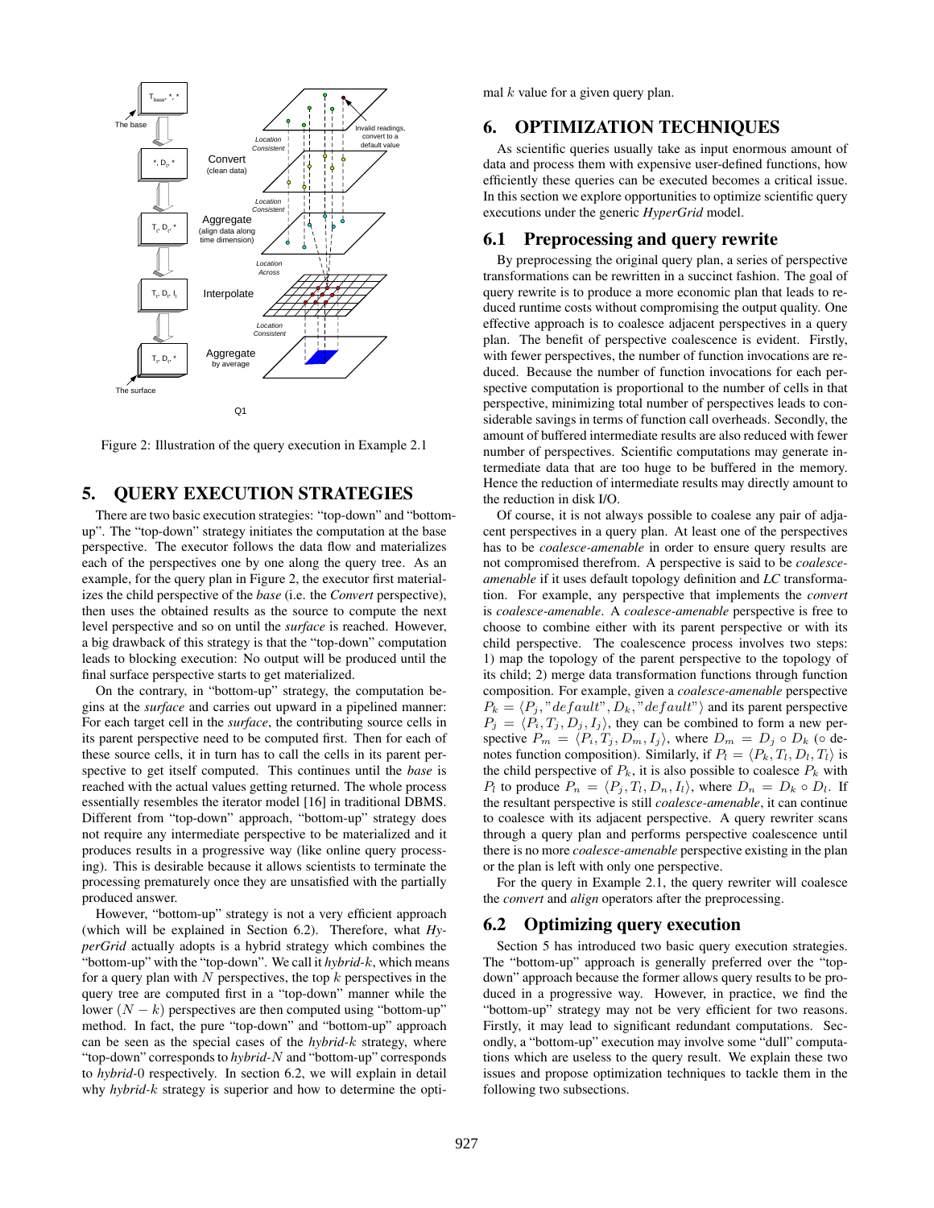The base

$T_{base}$, \*, \*

\*, $D_i$, \*

Convert
(clean data)

$T_i$, $D_i$, \*

Aggregate
(align data along time dimension)

$T_i$, $D_i$, $I_i$

Interpolate

$T_i$, $D_i$, \*

Aggregate
by average

The surface

Location Consistent

Invalid readings, convert to a default value

Location Consistent

Location Across

Location Consistent

Q1

Figure 2: Illustration of the query execution in Example 2.1

## 5. QUERY EXECUTION STRATEGIES

There are two basic execution strategies: "top-down" and "bottom-up". The "top-down" strategy initiates the computation at the base perspective. The executor follows the data flow and materializes each of the perspectives one by one along the query tree. As an example, for the query plan in Figure 2, the executor first materializes the child perspective of the *base* (i.e. the *Convert* perspective), then uses the obtained results as the source to compute the next level perspective and so on until the *surface* is reached. However, a big drawback of this strategy is that the "top-down" computation leads to blocking execution: No output will be produced until the final surface perspective starts to get materialized.

On the contrary, in "bottom-up" strategy, the computation begins at the *surface* and carries out upward in a pipelined manner: For each target cell in the *surface*, the contributing source cells in its parent perspective need to be computed first. Then for each of these source cells, it in turn has to call the cells in its parent perspective to get itself computed. This continues until the *base* is reached with the actual values getting returned. The whole process essentially resembles the iterator model [16] in traditional DBMS. Different from "top-down" approach, "bottom-up" strategy does not require any intermediate perspective to be materialized and it produces results in a progressive way (like online query processing). This is desirable because it allows scientists to terminate the processing prematurely once they are unsatisfied with the partially produced answer.

However, "bottom-up" strategy is not a very efficient approach (which will be explained in Section 6.2). Therefore, what *HyperGrid* actually adopts is a hybrid strategy which combines the "bottom-up" with the "top-down". We call it *hybrid-k*, which means for a query plan with $N$ perspectives, the top $k$ perspectives in the query tree are computed first in a "top-down" manner while the lower $(N-k)$ perspectives are then computed using "bottom-up" method. In fact, the pure "top-down" and "bottom-up" approach can be seen as the special cases of the *hybrid-k* strategy, where "top-down" corresponds to *hybrid-N* and "bottom-up" corresponds to *hybrid-0* respectively. In section 6.2, we will explain in detail why *hybrid-k* strategy is superior and how to determine the optimal $k$ value for a given query plan.

## 6. OPTIMIZATION TECHNIQUES

As scientific queries usually take as input enormous amount of data and process them with expensive user-defined functions, how efficiently these queries can be executed becomes a critical issue. In this section we explore opportunities to optimize scientific query executions under the generic *HyperGrid* model.

### 6.1 Preprocessing and query rewrite

By preprocessing the original query plan, a series of perspective transformations can be rewritten in a succinct fashion. The goal of query rewrite is to produce a more economic plan that leads to reduced runtime costs without compromising the output quality. One effective approach is to coalesce adjacent perspectives in a query plan. The benefit of perspective coalescence is evident. Firstly, with fewer perspectives, the number of function invocations are reduced. Because the number of function invocations for each perspective computation is proportional to the number of cells in that perspective, minimizing total number of perspectives leads to considerable savings in terms of function call overheads. Secondly, the amount of buffered intermediate results are also reduced with fewer number of perspectives. Scientific computations may generate intermediate data that are too huge to be buffered in the memory. Hence the reduction of intermediate results may directly amount to the reduction in disk I/O.

Of course, it is not always possible to coalese any pair of adjacent perspectives in a query plan. At least one of the perspectives has to be *coalesce-amenable* in order to ensure query results are not compromised therefrom. A perspective is said to be *coalesce-amenable* if it uses default topology definition and *LC* transformation. For example, any perspective that implements the *convert* is *coalesce-amenable*. A *coalesce-amenable* perspective is free to choose to combine either with its parent perspective or with its child perspective. The coalescence process involves two steps: 1) map the topology of the parent perspective to the topology of its child; 2) merge data transformation functions through function composition. For example, given a *coalesce-amenable* perspective $P_k = \langle P_j, "default", D_k, "default" \rangle$ and its parent perspective $P_j = \langle P_i, T_j, D_j, I_j \rangle$, they can be combined to form a new perspective $P_m = \langle P_i, T_j, D_m, I_j \rangle$, where $D_m = D_j \circ D_k$ ($\circ$ denotes function composition). Similarly, if $P_l = \langle P_k, T_l, D_l, T_l \rangle$ is the child perspective of $P_k$, it is also possible to coalesce $P_k$ with $P_l$ to produce $P_n = \langle P_j, T_l, D_n, I_l \rangle$, where $D_n = D_k \circ D_l$. If the resultant perspective is still *coalesce-amenable*, it can continue to coalesce with its adjacent perspective. A query rewriter scans through a query plan and performs perspective coalescence until there is no more *coalesce-amenable* perspective existing in the plan or the plan is left with only one perspective.

For the query in Example 2.1, the query rewriter will coalesce the *convert* and *align* operators after the preprocessing.

### 6.2 Optimizing query execution

Section 5 has introduced two basic query execution strategies. The "bottom-up" approach is generally preferred over the "top-down" approach because the former allows query results to be produced in a progressive way. However, in practice, we find the "bottom-up" strategy may not be very efficient for two reasons. Firstly, it may lead to significant redundant computations. Secondly, a "bottom-up" execution may involve some "dull" computations which are useless to the query result. We explain these two issues and propose optimization techniques to tackle them in the following two subsections.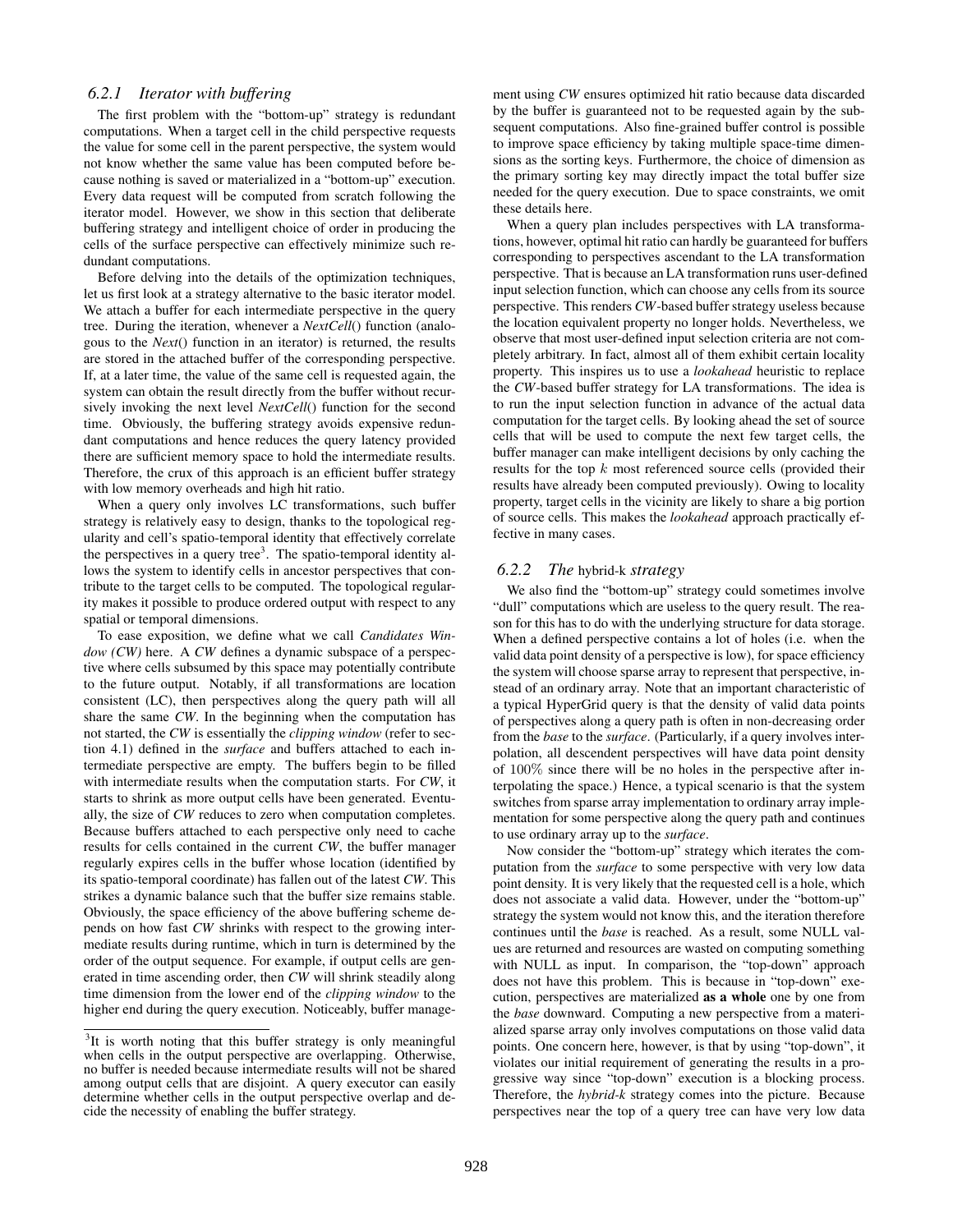### *6.2.1 Iterator with buffering*

The first problem with the "bottom-up" strategy is redundant computations. When a target cell in the child perspective requests the value for some cell in the parent perspective, the system would not know whether the same value has been computed before because nothing is saved or materialized in a "bottom-up" execution. Every data request will be computed from scratch following the iterator model. However, we show in this section that deliberate buffering strategy and intelligent choice of order in producing the cells of the surface perspective can effectively minimize such redundant computations.

Before delving into the details of the optimization techniques, let us first look at a strategy alternative to the basic iterator model. We attach a buffer for each intermediate perspective in the query tree. During the iteration, whenever a *NextCell*() function (analogous to the *Next*() function in an iterator) is returned, the results are stored in the attached buffer of the corresponding perspective. If, at a later time, the value of the same cell is requested again, the system can obtain the result directly from the buffer without recursively invoking the next level *NextCell*() function for the second time. Obviously, the buffering strategy avoids expensive redundant computations and hence reduces the query latency provided there are sufficient memory space to hold the intermediate results. Therefore, the crux of this approach is an efficient buffer strategy with low memory overheads and high hit ratio.

When a query only involves LC transformations, such buffer strategy is relatively easy to design, thanks to the topological regularity and cell's spatio-temporal identity that effectively correlate the perspectives in a query tree[3]. The spatio-temporal identity allows the system to identify cells in ancestor perspectives that contribute to the target cells to be computed. The topological regularity makes it possible to produce ordered output with respect to any spatial or temporal dimensions.

To ease exposition, we define what we call *Candidates Window (CW)* here. A *CW* defines a dynamic subspace of a perspective where cells subsumed by this space may potentially contribute to the future output. Notably, if all transformations are location consistent (LC), then perspectives along the query path will all share the same *CW*. In the beginning when the computation has not started, the *CW* is essentially the *clipping window* (refer to section 4.1) defined in the *surface* and buffers attached to each intermediate perspective are empty. The buffers begin to be filled with intermediate results when the computation starts. For *CW*, it starts to shrink as more output cells have been generated. Eventually, the size of *CW* reduces to zero when computation completes. Because buffers attached to each perspective only need to cache results for cells contained in the current *CW*, the buffer manager regularly expires cells in the buffer whose location (identified by its spatio-temporal coordinate) has fallen out of the latest *CW*. This strikes a dynamic balance such that the buffer size remains stable. Obviously, the space efficiency of the above buffering scheme depends on how fast *CW* shrinks with respect to the growing intermediate results during runtime, which in turn is determined by the order of the output sequence. For example, if output cells are generated in time ascending order, then *CW* will shrink steadily along time dimension from the lower end of the *clipping window* to the higher end during the query execution. Noticeably, buffer management using *CW* ensures optimized hit ratio because data discarded by the buffer is guaranteed not to be requested again by the subsequent computations. Also fine-grained buffer control is possible to improve space efficiency by taking multiple space-time dimensions as the sorting keys. Furthermore, the choice of dimension as the primary sorting key may directly impact the total buffer size needed for the query execution. Due to space constraints, we omit these details here.

When a query plan includes perspectives with LA transformations, however, optimal hit ratio can hardly be guaranteed for buffers corresponding to perspectives ascendant to the LA transformation perspective. That is because an LA transformation runs user-defined input selection function, which can choose any cells from its source perspective. This renders *CW*-based buffer strategy useless because the location equivalent property no longer holds. Nevertheless, we observe that most user-defined input selection criteria are not completely arbitrary. In fact, almost all of them exhibit certain locality property. This inspires us to use a *lookahead* heuristic to replace the *CW*-based buffer strategy for LA transformations. The idea is to run the input selection function in advance of the actual data computation for the target cells. By looking ahead the set of source cells that will be used to compute the next few target cells, the buffer manager can make intelligent decisions by only caching the results for the top $k$ most referenced source cells (provided their results have already been computed previously). Owing to locality property, target cells in the vicinity are likely to share a big portion of source cells. This makes the *lookahead* approach practically effective in many cases.

### *6.2.2 The* hybrid-k *strategy*

We also find the "bottom-up" strategy could sometimes involve "dull" computations which are useless to the query result. The reason for this has to do with the underlying structure for data storage. When a defined perspective contains a lot of holes (i.e. when the valid data point density of a perspective is low), for space efficiency the system will choose sparse array to represent that perspective, instead of an ordinary array. Note that an important characteristic of a typical HyperGrid query is that the density of valid data points of perspectives along a query path is often in non-decreasing order from the *base* to the *surface*. (Particularly, if a query involves interpolation, all descendent perspectives will have data point density of $100\%$ since there will be no holes in the perspective after interpolating the space.) Hence, a typical scenario is that the system switches from sparse array implementation to ordinary array implementation for some perspective along the query path and continues to use ordinary array up to the *surface*.

Now consider the "bottom-up" strategy which iterates the computation from the *surface* to some perspective with very low data point density. It is very likely that the requested cell is a hole, which does not associate a valid data. However, under the "bottom-up" strategy the system would not know this, and the iteration therefore continues until the *base* is reached. As a result, some NULL values are returned and resources are wasted on computing something with NULL as input. In comparison, the "top-down" approach does not have this problem. This is because in "top-down" execution, perspectives are materialized **as a whole** one by one from the *base* downward. Computing a new perspective from a materialized sparse array only involves computations on those valid data points. One concern here, however, is that by using "top-down", it violates our initial requirement of generating the results in a progressive way since "top-down" execution is a blocking process. Therefore, the *hybrid-k* strategy comes into the picture. Because perspectives near the top of a query tree can have very low data

[3] It is worth noting that this buffer strategy is only meaningful when cells in the output perspective are overlapping. Otherwise, no buffer is needed because intermediate results will not be shared among output cells that are disjoint. A query executor can easily determine whether cells in the output perspective overlap and decide the necessity of enabling the buffer strategy.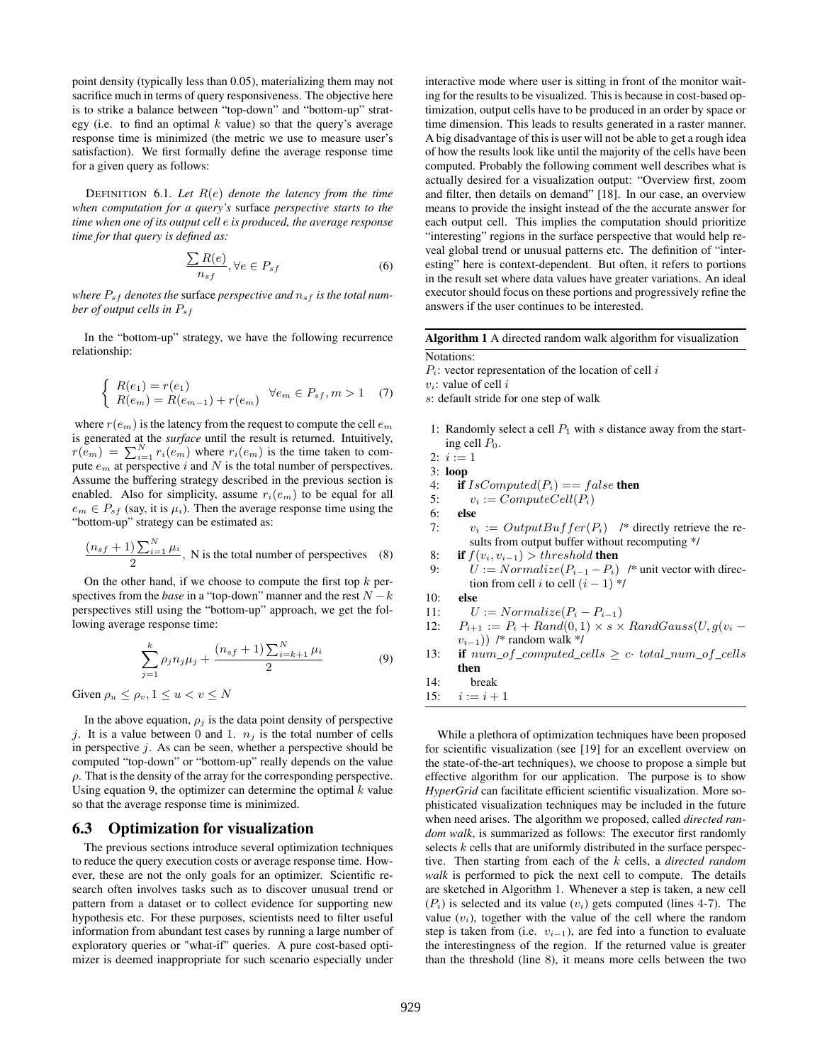point density (typically less than 0.05), materializing them may not sacrifice much in terms of query responsiveness. The objective here is to strike a balance between "top-down" and "bottom-up" strategy (i.e. to find an optimal $k$ value) so that the query's average response time is minimized (the metric we use to measure user's satisfaction). We first formally define the average response time for a given query as follows:

DEFINITION 6.1. *Let $R(e)$ denote the latency from the time when computation for a query's* surface *perspective starts to the time when one of its output cell $e$ is produced, the average response time for that query is defined as:*

$$\frac{\sum R(e)}{n_{sf}}, \forall e \in P_{sf} \quad (6)$$

*where $P_{sf}$ denotes the* surface *perspective and $n_{sf}$ is the total number of output cells in $P_{sf}$*

In the "bottom-up" strategy, we have the following recurrence relationship:

$$\begin{cases} R(e_1) = r(e_1) \\ R(e_m) = R(e_{m-1}) + r(e_m) \end{cases} \forall e_m \in P_{sf}, m > 1 \quad (7)$$

where $r(e_m)$ is the latency from the request to compute the cell $e_m$ is generated at the *surface* until the result is returned. Intuitively, $r(e_m) = \sum_{i=1}^{N} r_i(e_m)$ where $r_i(e_m)$ is the time taken to compute $e_m$ at perspective $i$ and $N$ is the total number of perspectives. Assume the buffering strategy described in the previous section is enabled. Also for simplicity, assume $r_i(e_m)$ to be equal for all $e_m \in P_{sf}$ (say, it is $\mu_i$). Then the average response time using the "bottom-up" strategy can be estimated as:

$$\frac{(n_{sf}+1)\sum_{i=1}^{N}\mu_i}{2}, \text{ N is the total number of perspectives} \quad (8)$$

On the other hand, if we choose to compute the first top $k$ perspectives from the *base* in a "top-down" manner and the rest $N-k$ perspectives still using the "bottom-up" approach, we get the following average response time:

$$\sum_{j=1}^{k}\rho_j n_j \mu_j + \frac{(n_{sf}+1)\sum_{i=k+1}^{N}\mu_i}{2} \quad (9)$$

Given $\rho_u \leq \rho_v, 1 \leq u < v \leq N$

In the above equation, $\rho_j$ is the data point density of perspective $j$. It is a value between 0 and 1. $n_j$ is the total number of cells in perspective $j$. As can be seen, whether a perspective should be computed "top-down" or "bottom-up" really depends on the value $\rho$. That is the density of the array for the corresponding perspective. Using equation 9, the optimizer can determine the optimal $k$ value so that the average response time is minimized.

## 6.3 Optimization for visualization

The previous sections introduce several optimization techniques to reduce the query execution costs or average response time. However, these are not the only goals for an optimizer. Scientific research often involves tasks such as to discover unusual trend or pattern from a dataset or to collect evidence for supporting new hypothesis etc. For these purposes, scientists need to filter useful information from abundant test cases by running a large number of exploratory queries or "what-if" queries. A pure cost-based optimizer is deemed inappropriate for such scenario especially under interactive mode where user is sitting in front of the monitor waiting for the results to be visualized. This is because in cost-based optimization, output cells have to be produced in an order by space or time dimension. This leads to results generated in a raster manner. A big disadvantage of this is user will not be able to get a rough idea of how the results look like until the majority of the cells have been computed. Probably the following comment well describes what is actually desired for a visualization output: "Overview first, zoom and filter, then details on demand" [18]. In our case, an overview means to provide the insight instead of the the accurate answer for each output cell. This implies the computation should prioritize "interesting" regions in the surface perspective that would help reveal global trend or unusual patterns etc. The definition of "interesting" here is context-dependent. But often, it refers to portions in the result set where data values have greater variations. An ideal executor should focus on these portions and progressively refine the answers if the user continues to be interested.

**Algorithm 1** A directed random walk algorithm for visualization

Notations:
$P_i$: vector representation of the location of cell $i$
$v_i$: value of cell $i$
$s$: default stride for one step of walk

1: Randomly select a cell $P_1$ with $s$ distance away from the starting cell $P_0$.
2: $i := 1$
3: **loop**
4: &nbsp;&nbsp;&nbsp;**if** $IsComputed(P_i) == false$ **then**
5: &nbsp;&nbsp;&nbsp;&nbsp;&nbsp;&nbsp;$v_i := ComputeCell(P_i)$
6: &nbsp;&nbsp;&nbsp;**else**
7: &nbsp;&nbsp;&nbsp;&nbsp;&nbsp;&nbsp;$v_i := OutputBuffer(P_i)$ /* directly retrieve the results from output buffer without recomputing */
8: &nbsp;&nbsp;&nbsp;**if** $f(v_i, v_{i-1}) > threshold$ **then**
9: &nbsp;&nbsp;&nbsp;&nbsp;&nbsp;&nbsp;$U := Normalize(P_{i-1} - P_i)$ /* unit vector with direction from cell $i$ to cell $(i-1)$ */
10: &nbsp;&nbsp;&nbsp;**else**
11: &nbsp;&nbsp;&nbsp;&nbsp;&nbsp;&nbsp;$U := Normalize(P_i - P_{i-1})$
12: &nbsp;&nbsp;&nbsp;$P_{i+1} := P_i + Rand(0,1) \times s \times RandGauss(U, g(v_i - v_{i-1}))$ /* random walk */
13: &nbsp;&nbsp;&nbsp;**if** $num\_of\_computed\_cells \geq c \cdot total\_num\_of\_cells$ **then**
14: &nbsp;&nbsp;&nbsp;&nbsp;&nbsp;&nbsp;break
15: &nbsp;&nbsp;&nbsp;$i := i + 1$

While a plethora of optimization techniques have been proposed for scientific visualization (see [19] for an excellent overview on the state-of-the-art techniques), we choose to propose a simple but effective algorithm for our application. The purpose is to show *HyperGrid* can facilitate efficient scientific visualization. More sophisticated visualization techniques may be included in the future when need arises. The algorithm we proposed, called *directed random walk*, is summarized as follows: The executor first randomly selects $k$ cells that are uniformly distributed in the surface perspective. Then starting from each of the $k$ cells, a *directed random walk* is performed to pick the next cell to compute. The details are sketched in Algorithm 1. Whenever a step is taken, a new cell ($P_i$) is selected and its value ($v_i$) gets computed (lines 4-7). The value ($v_i$), together with the value of the cell where the random step is taken from (i.e. $v_{i-1}$), are fed into a function to evaluate the interestingness of the region. If the returned value is greater than the threshold (line 8), it means more cells between the two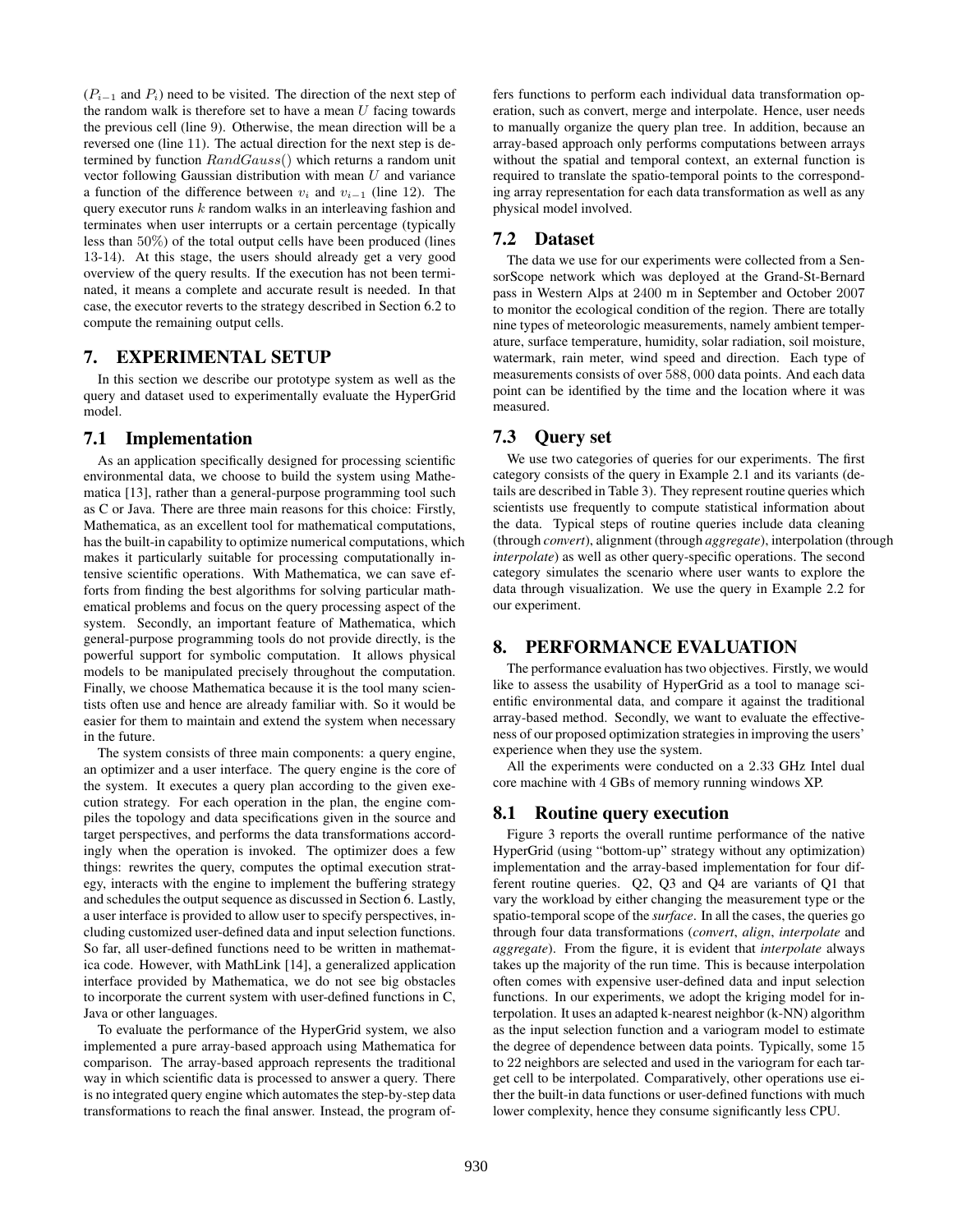($P_{i-1}$ and $P_i$) need to be visited. The direction of the next step of the random walk is therefore set to have a mean $U$ facing towards the previous cell (line 9). Otherwise, the mean direction will be a reversed one (line 11). The actual direction for the next step is determined by function $RandGauss()$ which returns a random unit vector following Gaussian distribution with mean $U$ and variance a function of the difference between $v_i$ and $v_{i-1}$ (line 12). The query executor runs $k$ random walks in an interleaving fashion and terminates when user interrupts or a certain percentage (typically less than $50\%$) of the total output cells have been produced (lines 13-14). At this stage, the users should already get a very good overview of the query results. If the execution has not been terminated, it means a complete and accurate result is needed. In that case, the executor reverts to the strategy described in Section 6.2 to compute the remaining output cells.

## 7. EXPERIMENTAL SETUP

In this section we describe our prototype system as well as the query and dataset used to experimentally evaluate the HyperGrid model.

### 7.1 Implementation

As an application specifically designed for processing scientific environmental data, we choose to build the system using Mathematica [13], rather than a general-purpose programming tool such as C or Java. There are three main reasons for this choice: Firstly, Mathematica, as an excellent tool for mathematical computations, has the built-in capability to optimize numerical computations, which makes it particularly suitable for processing computationally intensive scientific operations. With Mathematica, we can save efforts from finding the best algorithms for solving particular mathematical problems and focus on the query processing aspect of the system. Secondly, an important feature of Mathematica, which general-purpose programming tools do not provide directly, is the powerful support for symbolic computation. It allows physical models to be manipulated precisely throughout the computation. Finally, we choose Mathematica because it is the tool many scientists often use and hence are already familiar with. So it would be easier for them to maintain and extend the system when necessary in the future.

The system consists of three main components: a query engine, an optimizer and a user interface. The query engine is the core of the system. It executes a query plan according to the given execution strategy. For each operation in the plan, the engine compiles the topology and data specifications given in the source and target perspectives, and performs the data transformations accordingly when the operation is invoked. The optimizer does a few things: rewrites the query, computes the optimal execution strategy, interacts with the engine to implement the buffering strategy and schedules the output sequence as discussed in Section 6. Lastly, a user interface is provided to allow user to specify perspectives, including customized user-defined data and input selection functions. So far, all user-defined functions need to be written in mathematica code. However, with MathLink [14], a generalized application interface provided by Mathematica, we do not see big obstacles to incorporate the current system with user-defined functions in C, Java or other languages.

To evaluate the performance of the HyperGrid system, we also implemented a pure array-based approach using Mathematica for comparison. The array-based approach represents the traditional way in which scientific data is processed to answer a query. There is no integrated query engine which automates the step-by-step data transformations to reach the final answer. Instead, the program offers functions to perform each individual data transformation operation, such as convert, merge and interpolate. Hence, user needs to manually organize the query plan tree. In addition, because an array-based approach only performs computations between arrays without the spatial and temporal context, an external function is required to translate the spatio-temporal points to the corresponding array representation for each data transformation as well as any physical model involved.

### 7.2 Dataset

The data we use for our experiments were collected from a SensorScope network which was deployed at the Grand-St-Bernard pass in Western Alps at $2400$ m in September and October $2007$ to monitor the ecological condition of the region. There are totally nine types of meteorologic measurements, namely ambient temperature, surface temperature, humidity, solar radiation, soil moisture, watermark, rain meter, wind speed and direction. Each type of measurements consists of over $588,000$ data points. And each data point can be identified by the time and the location where it was measured.

### 7.3 Query set

We use two categories of queries for our experiments. The first category consists of the query in Example 2.1 and its variants (details are described in Table 3). They represent routine queries which scientists use frequently to compute statistical information about the data. Typical steps of routine queries include data cleaning (through *convert*), alignment (through *aggregate*), interpolation (through *interpolate*) as well as other query-specific operations. The second category simulates the scenario where user wants to explore the data through visualization. We use the query in Example 2.2 for our experiment.

## 8. PERFORMANCE EVALUATION

The performance evaluation has two objectives. Firstly, we would like to assess the usability of HyperGrid as a tool to manage scientific environmental data, and compare it against the traditional array-based method. Secondly, we want to evaluate the effectiveness of our proposed optimization strategies in improving the users' experience when they use the system.

All the experiments were conducted on a $2.33$ GHz Intel dual core machine with $4$ GBs of memory running windows XP.

### 8.1 Routine query execution

Figure 3 reports the overall runtime performance of the native HyperGrid (using "bottom-up" strategy without any optimization) implementation and the array-based implementation for four different routine queries. Q2, Q3 and Q4 are variants of Q1 that vary the workload by either changing the measurement type or the spatio-temporal scope of the *surface*. In all the cases, the queries go through four data transformations (*convert*, *align*, *interpolate* and *aggregate*). From the figure, it is evident that *interpolate* always takes up the majority of the run time. This is because interpolation often comes with expensive user-defined data and input selection functions. In our experiments, we adopt the kriging model for interpolation. It uses an adapted k-nearest neighbor (k-NN) algorithm as the input selection function and a variogram model to estimate the degree of dependence between data points. Typically, some $15$ to $22$ neighbors are selected and used in the variogram for each target cell to be interpolated. Comparatively, other operations use either the built-in data functions or user-defined functions with much lower complexity, hence they consume significantly less CPU.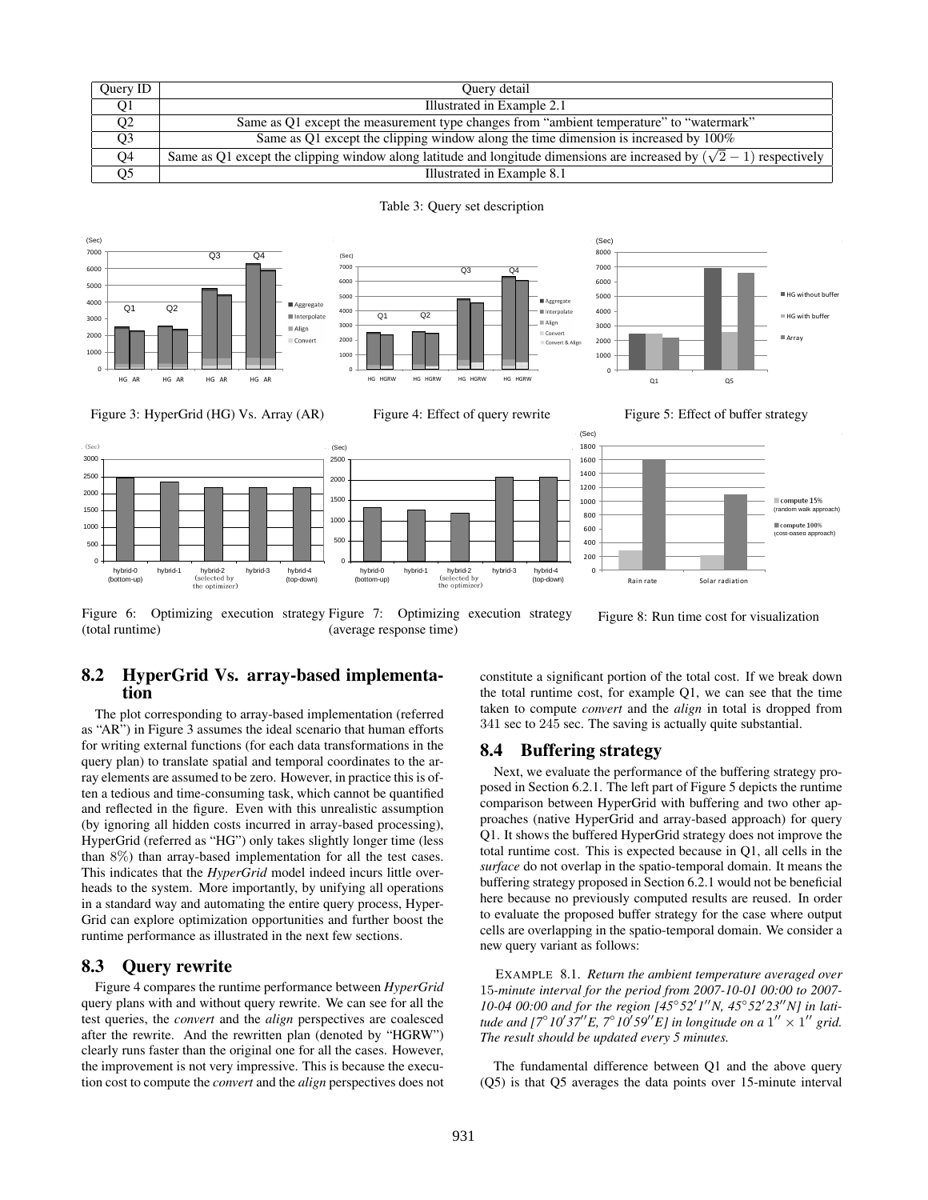| Query ID | Query detail |
|---|---|
| Q1 | Illustrated in Example 2.1 |
| Q2 | Same as Q1 except the measurement type changes from "ambient temperature" to "watermark" |
| Q3 | Same as Q1 except the clipping window along the time dimension is increased by 100% |
| Q4 | Same as Q1 except the clipping window along latitude and longitude dimensions are increased by $(\sqrt{2}-1)$ respectively |
| Q5 | Illustrated in Example 8.1 |

Table 3: Query set description

Figure 3: HyperGrid (HG) Vs. Array (AR)

Figure 4: Effect of query rewrite

Figure 5: Effect of buffer strategy

Figure 6: Optimizing execution strategy (total runtime)

Figure 7: Optimizing execution strategy (average response time)

Figure 8: Run time cost for visualization

## 8.2 HyperGrid Vs. array-based implementation

The plot corresponding to array-based implementation (referred as "AR") in Figure 3 assumes the ideal scenario that human efforts for writing external functions (for each data transformations in the query plan) to translate spatial and temporal coordinates to the array elements are assumed to be zero. However, in practice this is often a tedious and time-consuming task, which cannot be quantified and reflected in the figure. Even with this unrealistic assumption (by ignoring all hidden costs incurred in array-based processing), HyperGrid (referred as "HG") only takes slightly longer time (less than 8%) than array-based implementation for all the test cases. This indicates that the *HyperGrid* model indeed incurs little overheads to the system. More importantly, by unifying all operations in a standard way and automating the entire query process, HyperGrid can explore optimization opportunities and further boost the runtime performance as illustrated in the next few sections.

## 8.3 Query rewrite

Figure 4 compares the runtime performance between *HyperGrid* query plans with and without query rewrite. We can see for all the test queries, the *convert* and the *align* perspectives are coalesced after the rewrite. And the rewrite plan (denoted by "HGRW") clearly runs faster than the original one for all the cases. However, the improvement is not very impressive. This is because the execution cost to compute the *convert* and the *align* perspectives does not constitute a significant portion of the total cost. If we break down the total runtime cost, for example Q1, we can see that the time taken to compute *convert* and the *align* in total is dropped from 341 sec to 245 sec. The saving is actually quite substantial.

## 8.4 Buffering strategy

Next, we evaluate the performance of the buffering strategy proposed in Section 6.2.1. The left part of Figure 5 depicts the runtime comparison between HyperGrid with buffering and two other approaches (native HyperGrid and array-based approach) for query Q1. It shows the buffered HyperGrid strategy does not improve the total runtime cost. This is expected because in Q1, all cells in the *surface* do not overlap in the spatio-temporal domain. It means the buffering strategy proposed in Section 6.2.1 would not be beneficial here because no previously computed results are reused. In order to evaluate the proposed buffer strategy for the case where output cells are overlapping in the spatio-temporal domain. We consider a new query variant as follows:

EXAMPLE 8.1. *Return the ambient temperature averaged over 15-minute interval for the period from 2007-10-01 00:00 to 2007-10-04 00:00 and for the region [45°52′1″N, 45°52′23″N] in latitude and [7°10′37″E, 7°10′59″E] in longitude on a 1″ × 1″ grid. The result should be updated every 5 minutes.*

The fundamental difference between Q1 and the above query (Q5) is that Q5 averages the data points over 15-minute interval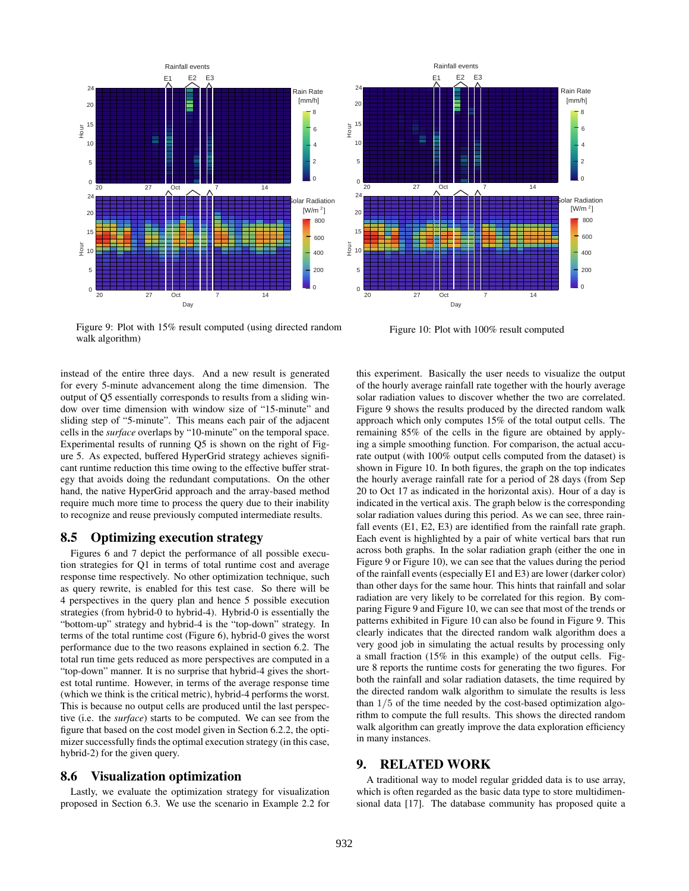Figure 9: Plot with 15% result computed (using directed random walk algorithm)

Figure 10: Plot with 100% result computed

instead of the entire three days. And a new result is generated for every 5-minute advancement along the time dimension. The output of Q5 essentially corresponds to results from a sliding window over time dimension with window size of "15-minute" and sliding step of "5-minute". This means each pair of the adjacent cells in the *surface* overlaps by "10-minute" on the temporal space. Experimental results of running Q5 is shown on the right of Figure 5. As expected, buffered HyperGrid strategy achieves significant runtime reduction this time owing to the effective buffer strategy that avoids doing the redundant computations. On the other hand, the native HyperGrid approach and the array-based method require much more time to process the query due to their inability to recognize and reuse previously computed intermediate results.

## 8.5 Optimizing execution strategy

Figures 6 and 7 depict the performance of all possible execution strategies for Q1 in terms of total runtime cost and average response time respectively. No other optimization technique, such as query rewrite, is enabled for this test case. So there will be 4 perspectives in the query plan and hence 5 possible execution strategies (from hybrid-0 to hybrid-4). Hybrid-0 is essentially the "bottom-up" strategy and hybrid-4 is the "top-down" strategy. In terms of the total runtime cost (Figure 6), hybrid-0 gives the worst performance due to the two reasons explained in section 6.2. The total run time gets reduced as more perspectives are computed in a "top-down" manner. It is no surprise that hybrid-4 gives the shortest total runtime. However, in terms of the average response time (which we think is the critical metric), hybrid-4 performs the worst. This is because no output cells are produced until the last perspective (i.e. the *surface*) starts to be computed. We can see from the figure that based on the cost model given in Section 6.2.2, the optimizer successfully finds the optimal execution strategy (in this case, hybrid-2) for the given query.

## 8.6 Visualization optimization

Lastly, we evaluate the optimization strategy for visualization proposed in Section 6.3. We use the scenario in Example 2.2 for this experiment. Basically the user needs to visualize the output of the hourly average rainfall rate together with the hourly average solar radiation values to discover whether the two are correlated. Figure 9 shows the results produced by the directed random walk approach which only computes 15% of the total output cells. The remaining 85% of the cells in the figure are obtained by applying a simple smoothing function. For comparison, the actual accurate output (with 100% output cells computed from the dataset) is shown in Figure 10. In both figures, the graph on the top indicates the hourly average rainfall rate for a period of 28 days (from Sep 20 to Oct 17 as indicated in the horizontal axis). Hour of a day is indicated in the vertical axis. The graph below is the corresponding solar radiation values during this period. As we can see, three rainfall events (E1, E2, E3) are identified from the rainfall rate graph. Each event is highlighted by a pair of white vertical bars that run across both graphs. In the solar radiation graph (either the one in Figure 9 or Figure 10), we can see that the values during the period of the rainfall events (especially E1 and E3) are lower (darker color) than other days for the same hour. This hints that rainfall and solar radiation are very likely to be correlated for this region. By comparing Figure 9 and Figure 10, we can see that most of the trends or patterns exhibited in Figure 10 can also be found in Figure 9. This clearly indicates that the directed random walk algorithm does a very good job in simulating the actual results by processing only a small fraction (15% in this example) of the output cells. Figure 8 reports the runtime costs for generating the two figures. For both the rainfall and solar radiation datasets, the time required by the directed random walk algorithm to simulate the results is less than $1/5$ of the time needed by the cost-based optimization algorithm to compute the full results. This shows the directed random walk algorithm can greatly improve the data exploration efficiency in many instances.

# 9. RELATED WORK

A traditional way to model regular gridded data is to use array, which is often regarded as the basic data type to store multidimensional data [17]. The database community has proposed quite a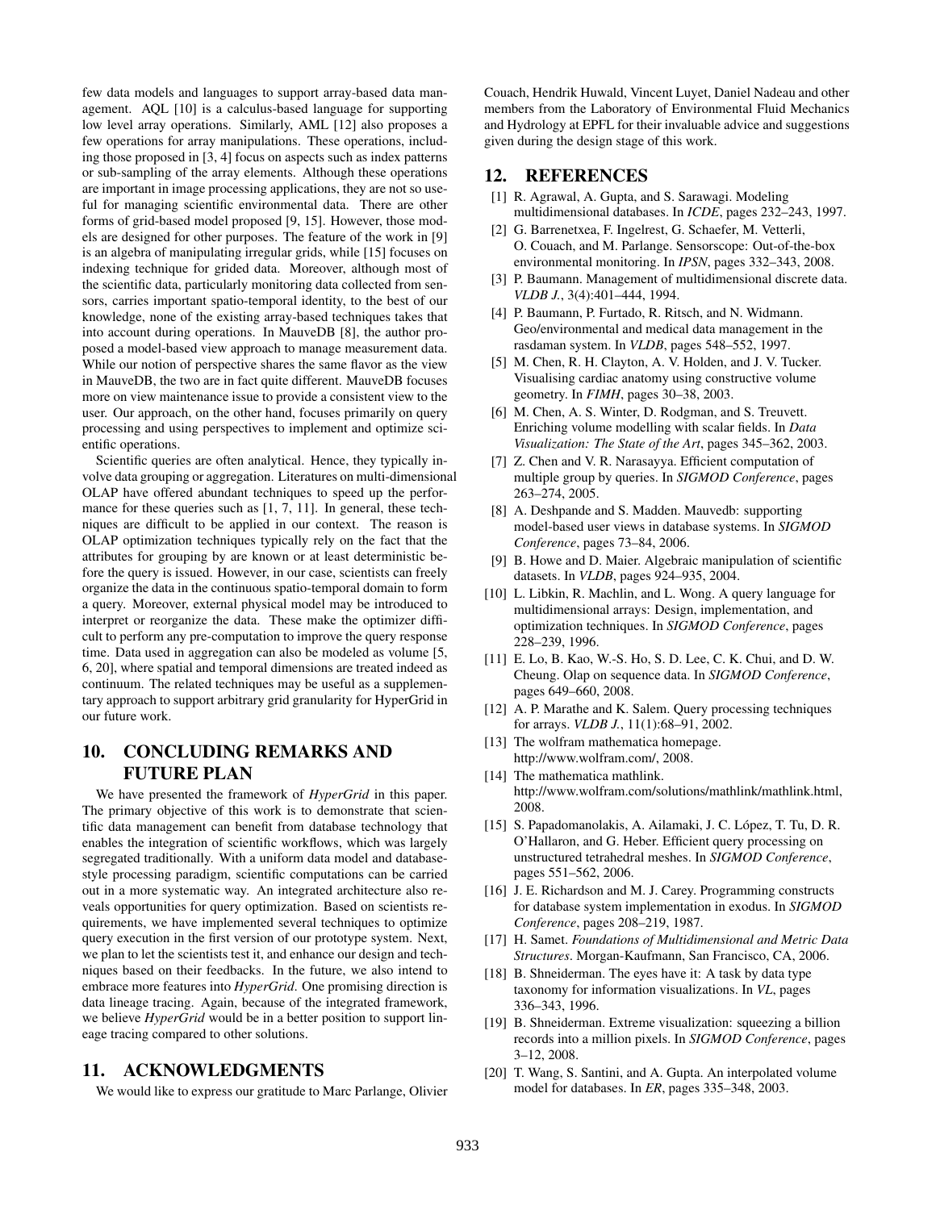few data models and languages to support array-based data management. AQL [10] is a calculus-based language for supporting low level array operations. Similarly, AML [12] also proposes a few operations for array manipulations. These operations, including those proposed in [3, 4] focus on aspects such as index patterns or sub-sampling of the array elements. Although these operations are important in image processing applications, they are not so useful for managing scientific environmental data. There are other forms of grid-based model proposed [9, 15]. However, those models are designed for other purposes. The feature of the work in [9] is an algebra of manipulating irregular grids, while [15] focuses on indexing technique for grided data. Moreover, although most of the scientific data, particularly monitoring data collected from sensors, carries important spatio-temporal identity, to the best of our knowledge, none of the existing array-based techniques takes that into account during operations. In MauveDB [8], the author proposed a model-based view approach to manage measurement data. While our notion of perspective shares the same flavor as the view in MauveDB, the two are in fact quite different. MauveDB focuses more on view maintenance issue to provide a consistent view to the user. Our approach, on the other hand, focuses primarily on query processing and using perspectives to implement and optimize scientific operations.

Scientific queries are often analytical. Hence, they typically involve data grouping or aggregation. Literatures on multi-dimensional OLAP have offered abundant techniques to speed up the performance for these queries such as [1, 7, 11]. In general, these techniques are difficult to be applied in our context. The reason is OLAP optimization techniques typically rely on the fact that the attributes for grouping by are known or at least deterministic before the query is issued. However, in our case, scientists can freely organize the data in the continuous spatio-temporal domain to form a query. Moreover, external physical model may be introduced to interpret or reorganize the data. These make the optimizer difficult to perform any pre-computation to improve the query response time. Data used in aggregation can also be modeled as volume [5, 6, 20], where spatial and temporal dimensions are treated indeed as continuum. The related techniques may be useful as a supplementary approach to support arbitrary grid granularity for HyperGrid in our future work.

## 10. CONCLUDING REMARKS AND FUTURE PLAN

We have presented the framework of *HyperGrid* in this paper. The primary objective of this work is to demonstrate that scientific data management can benefit from database technology that enables the integration of scientific workflows, which was largely segregated traditionally. With a uniform data model and database-style processing paradigm, scientific computations can be carried out in a more systematic way. An integrated architecture also reveals opportunities for query optimization. Based on scientists requirements, we have implemented several techniques to optimize query execution in the first version of our prototype system. Next, we plan to let the scientists test it, and enhance our design and techniques based on their feedbacks. In the future, we also intend to embrace more features into *HyperGrid*. One promising direction is data lineage tracing. Again, because of the integrated framework, we believe *HyperGrid* would be in a better position to support lineage tracing compared to other solutions.

## 11. ACKNOWLEDGMENTS

We would like to express our gratitude to Marc Parlange, Olivier Couach, Hendrik Huwald, Vincent Luyet, Daniel Nadeau and other members from the Laboratory of Environmental Fluid Mechanics and Hydrology at EPFL for their invaluable advice and suggestions given during the design stage of this work.

## 12. REFERENCES

[1] R. Agrawal, A. Gupta, and S. Sarawagi. Modeling multidimensional databases. In *ICDE*, pages 232–243, 1997.

[2] G. Barrenetxea, F. Ingelrest, G. Schaefer, M. Vetterli, O. Couach, and M. Parlange. Sensorscope: Out-of-the-box environmental monitoring. In *IPSN*, pages 332–343, 2008.

[3] P. Baumann. Management of multidimensional discrete data. *VLDB J.*, 3(4):401–444, 1994.

[4] P. Baumann, P. Furtado, R. Ritsch, and N. Widmann. Geo/environmental and medical data management in the rasdaman system. In *VLDB*, pages 548–552, 1997.

[5] M. Chen, R. H. Clayton, A. V. Holden, and J. V. Tucker. Visualising cardiac anatomy using constructive volume geometry. In *FIMH*, pages 30–38, 2003.

[6] M. Chen, A. S. Winter, D. Rodgman, and S. Treuvett. Enriching volume modelling with scalar fields. In *Data Visualization: The State of the Art*, pages 345–362, 2003.

[7] Z. Chen and V. R. Narasayya. Efficient computation of multiple group by queries. In *SIGMOD Conference*, pages 263–274, 2005.

[8] A. Deshpande and S. Madden. Mauvedb: supporting model-based user views in database systems. In *SIGMOD Conference*, pages 73–84, 2006.

[9] B. Howe and D. Maier. Algebraic manipulation of scientific datasets. In *VLDB*, pages 924–935, 2004.

[10] L. Libkin, R. Machlin, and L. Wong. A query language for multidimensional arrays: Design, implementation, and optimization techniques. In *SIGMOD Conference*, pages 228–239, 1996.

[11] E. Lo, B. Kao, W.-S. Ho, S. D. Lee, C. K. Chui, and D. W. Cheung. Olap on sequence data. In *SIGMOD Conference*, pages 649–660, 2008.

[12] A. P. Marathe and K. Salem. Query processing techniques for arrays. *VLDB J.*, 11(1):68–91, 2002.

[13] The wolfram mathematica homepage. http://www.wolfram.com/, 2008.

[14] The mathematica mathlink. http://www.wolfram.com/solutions/mathlink/mathlink.html, 2008.

[15] S. Papadomanolakis, A. Ailamaki, J. C. López, T. Tu, D. R. O'Hallaron, and G. Heber. Efficient query processing on unstructured tetrahedral meshes. In *SIGMOD Conference*, pages 551–562, 2006.

[16] J. E. Richardson and M. J. Carey. Programming constructs for database system implementation in exodus. In *SIGMOD Conference*, pages 208–219, 1987.

[17] H. Samet. *Foundations of Multidimensional and Metric Data Structures*. Morgan-Kaufmann, San Francisco, CA, 2006.

[18] B. Shneiderman. The eyes have it: A task by data type taxonomy for information visualizations. In *VL*, pages 336–343, 1996.

[19] B. Shneiderman. Extreme visualization: squeezing a billion records into a million pixels. In *SIGMOD Conference*, pages 3–12, 2008.

[20] T. Wang, S. Santini, and A. Gupta. An interpolated volume model for databases. In *ER*, pages 335–348, 2003.